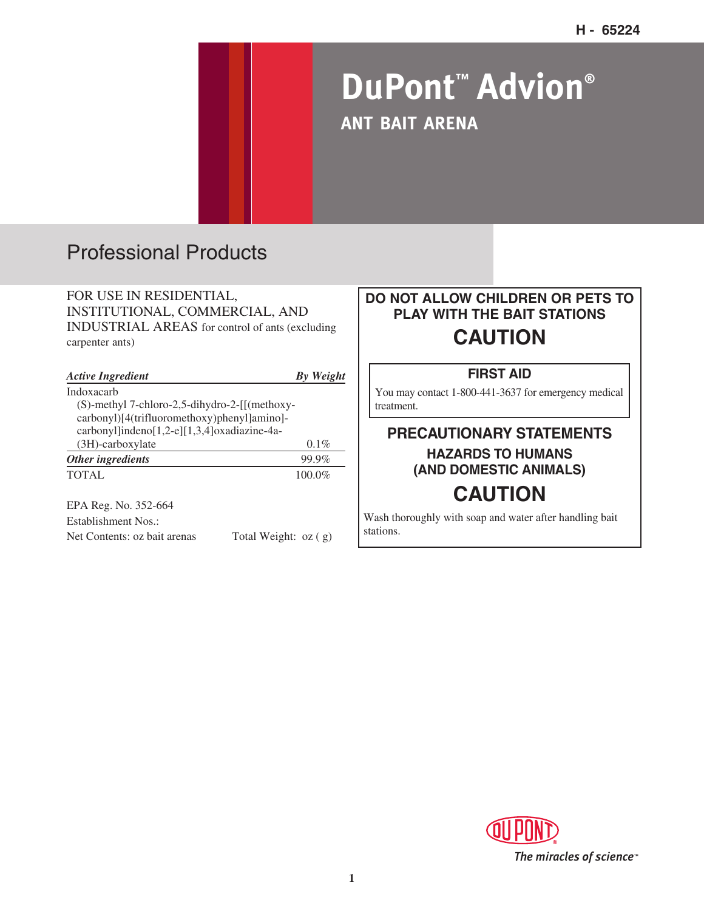H - 65224

# DuPont™ Advion®

## ANT BAIT ARENA

## Professional Products

FOR USE IN RESIDENTIAL, INSTITUTIONAL, COMMERCIAL, AND INDUSTRIAL AREAS for control of ants (excluding carpenter ants)

| *Active Ingredient* | *By Weight* |
|---|---|
| Indoxacarb<br>(S)-methyl 7-chloro-2,5-dihydro-2-[[(methoxy-carbonyl)[4(trifluoromethoxy)phenyl]amino]-carbonyl]indeno[1,2-e][1,3,4]oxadiazine-4a-(3H)-carboxylate | 0.1% |
| *Other ingredients* | 99.9% |
| TOTAL | 100.0% |

EPA Reg. No. 352-664

Establishment Nos.:

Net Contents: oz bait arenas    Total Weight: oz ( g)

**DO NOT ALLOW CHILDREN OR PETS TO PLAY WITH THE BAIT STATIONS**

## CAUTION

### FIRST AID

You may contact 1-800-441-3637 for emergency medical treatment.

### PRECAUTIONARY STATEMENTS

#### HAZARDS TO HUMANS (AND DOMESTIC ANIMALS)

## CAUTION

Wash thoroughly with soap and water after handling bait stations.

DUPONT®
The miracles of science™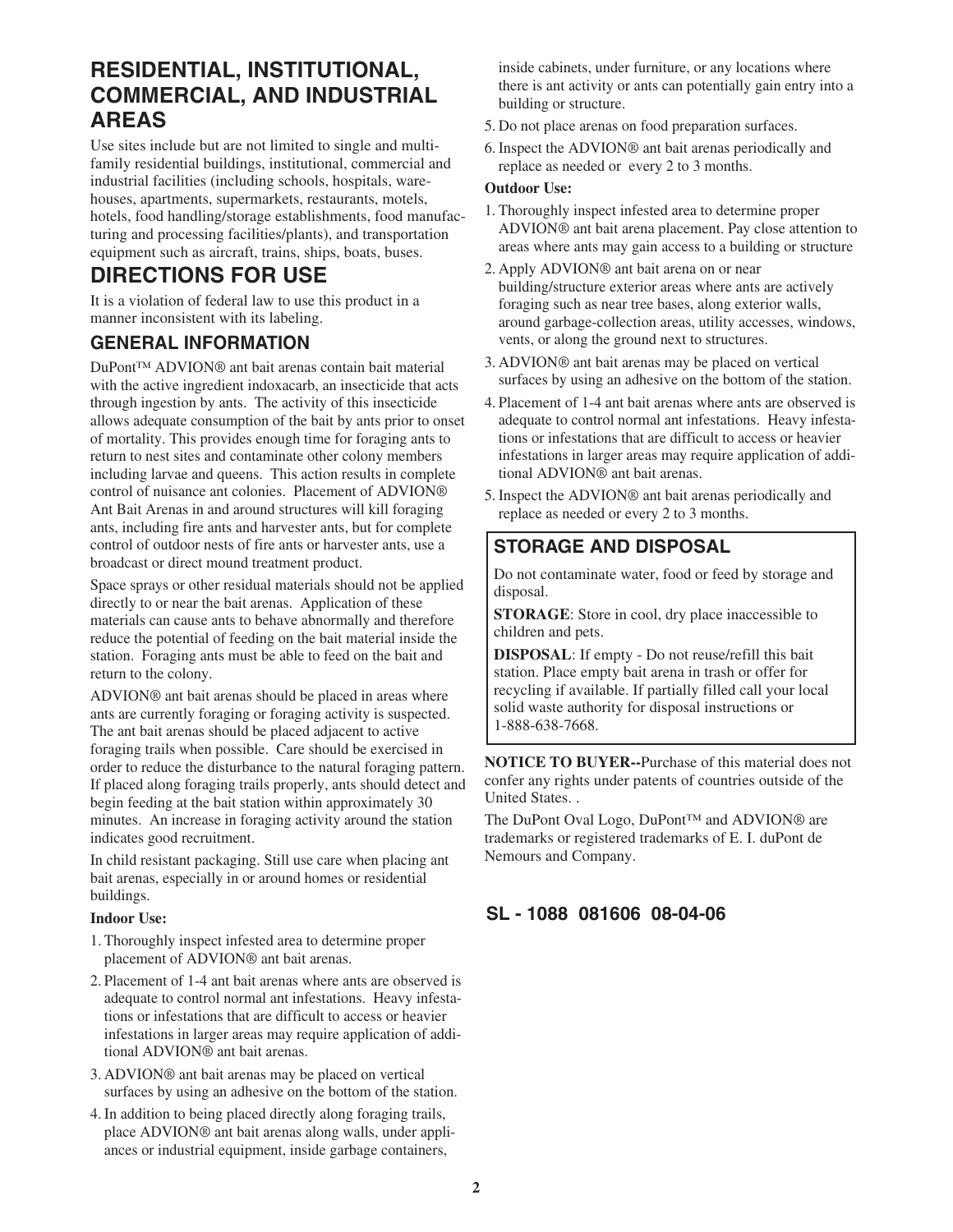## RESIDENTIAL, INSTITUTIONAL, COMMERCIAL, AND INDUSTRIAL AREAS

Use sites include but are not limited to single and multi-family residential buildings, institutional, commercial and industrial facilities (including schools, hospitals, warehouses, apartments, supermarkets, restaurants, motels, hotels, food handling/storage establishments, food manufacturing and processing facilities/plants), and transportation equipment such as aircraft, trains, ships, boats, buses.

## DIRECTIONS FOR USE

It is a violation of federal law to use this product in a manner inconsistent with its labeling.

### GENERAL INFORMATION

DuPont™ ADVION® ant bait arenas contain bait material with the active ingredient indoxacarb, an insecticide that acts through ingestion by ants. The activity of this insecticide allows adequate consumption of the bait by ants prior to onset of mortality. This provides enough time for foraging ants to return to nest sites and contaminate other colony members including larvae and queens. This action results in complete control of nuisance ant colonies. Placement of ADVION® Ant Bait Arenas in and around structures will kill foraging ants, including fire ants and harvester ants, but for complete control of outdoor nests of fire ants or harvester ants, use a broadcast or direct mound treatment product.

Space sprays or other residual materials should not be applied directly to or near the bait arenas. Application of these materials can cause ants to behave abnormally and therefore reduce the potential of feeding on the bait material inside the station. Foraging ants must be able to feed on the bait and return to the colony.

ADVION® ant bait arenas should be placed in areas where ants are currently foraging or foraging activity is suspected. The ant bait arenas should be placed adjacent to active foraging trails when possible. Care should be exercised in order to reduce the disturbance to the natural foraging pattern. If placed along foraging trails properly, ants should detect and begin feeding at the bait station within approximately 30 minutes. An increase in foraging activity around the station indicates good recruitment.

In child resistant packaging. Still use care when placing ant bait arenas, especially in or around homes or residential buildings.

**Indoor Use:**

1. Thoroughly inspect infested area to determine proper placement of ADVION® ant bait arenas.
2. Placement of 1-4 ant bait arenas where ants are observed is adequate to control normal ant infestations. Heavy infestations or infestations that are difficult to access or heavier infestations in larger areas may require application of additional ADVION® ant bait arenas.
3. ADVION® ant bait arenas may be placed on vertical surfaces by using an adhesive on the bottom of the station.
4. In addition to being placed directly along foraging trails, place ADVION® ant bait arenas along walls, under appliances or industrial equipment, inside garbage containers, inside cabinets, under furniture, or any locations where there is ant activity or ants can potentially gain entry into a building or structure.
5. Do not place arenas on food preparation surfaces.
6. Inspect the ADVION® ant bait arenas periodically and replace as needed or every 2 to 3 months.

**Outdoor Use:**

1. Thoroughly inspect infested area to determine proper ADVION® ant bait arena placement. Pay close attention to areas where ants may gain access to a building or structure
2. Apply ADVION® ant bait arena on or near building/structure exterior areas where ants are actively foraging such as near tree bases, along exterior walls, around garbage-collection areas, utility accesses, windows, vents, or along the ground next to structures.
3. ADVION® ant bait arenas may be placed on vertical surfaces by using an adhesive on the bottom of the station.
4. Placement of 1-4 ant bait arenas where ants are observed is adequate to control normal ant infestations. Heavy infestations or infestations that are difficult to access or heavier infestations in larger areas may require application of additional ADVION® ant bait arenas.
5. Inspect the ADVION® ant bait arenas periodically and replace as needed or every 2 to 3 months.

### STORAGE AND DISPOSAL

Do not contaminate water, food or feed by storage and disposal.

**STORAGE**: Store in cool, dry place inaccessible to children and pets.

**DISPOSAL**: If empty - Do not reuse/refill this bait station. Place empty bait arena in trash or offer for recycling if available. If partially filled call your local solid waste authority for disposal instructions or 1-888-638-7668.

**NOTICE TO BUYER--**Purchase of this material does not confer any rights under patents of countries outside of the United States. .

The DuPont Oval Logo, DuPont™ and ADVION® are trademarks or registered trademarks of E. I. duPont de Nemours and Company.

**SL - 1088 081606 08-04-06**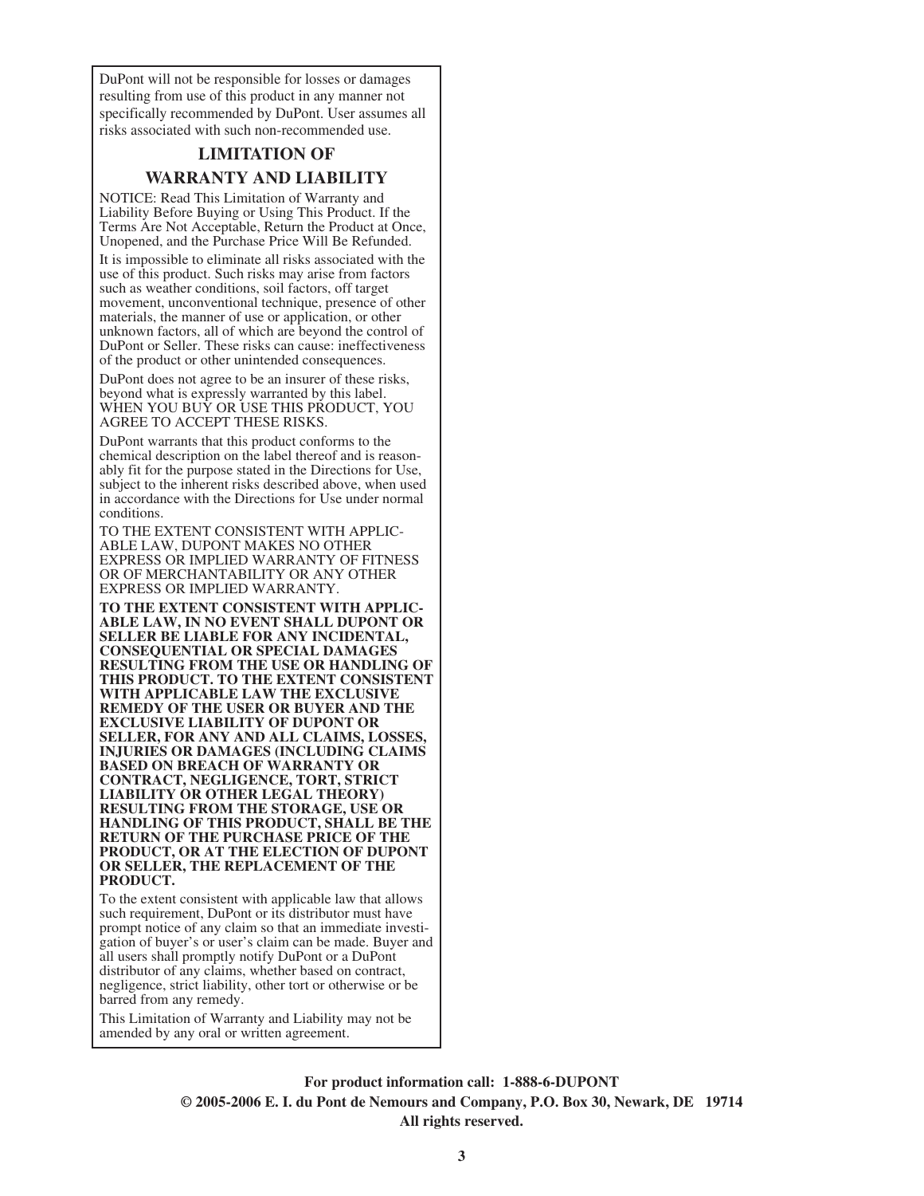DuPont will not be responsible for losses or damages resulting from use of this product in any manner not specifically recommended by DuPont. User assumes all risks associated with such non-recommended use.

## LIMITATION OF WARRANTY AND LIABILITY

NOTICE: Read This Limitation of Warranty and Liability Before Buying or Using This Product. If the Terms Are Not Acceptable, Return the Product at Once, Unopened, and the Purchase Price Will Be Refunded.

It is impossible to eliminate all risks associated with the use of this product. Such risks may arise from factors such as weather conditions, soil factors, off target movement, unconventional technique, presence of other materials, the manner of use or application, or other unknown factors, all of which are beyond the control of DuPont or Seller. These risks can cause: ineffectiveness of the product or other unintended consequences.

DuPont does not agree to be an insurer of these risks, beyond what is expressly warranted by this label. WHEN YOU BUY OR USE THIS PRODUCT, YOU AGREE TO ACCEPT THESE RISKS.

DuPont warrants that this product conforms to the chemical description on the label thereof and is reasonably fit for the purpose stated in the Directions for Use, subject to the inherent risks described above, when used in accordance with the Directions for Use under normal conditions.

TO THE EXTENT CONSISTENT WITH APPLICABLE LAW, DUPONT MAKES NO OTHER EXPRESS OR IMPLIED WARRANTY OF FITNESS OR OF MERCHANTABILITY OR ANY OTHER EXPRESS OR IMPLIED WARRANTY.

**TO THE EXTENT CONSISTENT WITH APPLICABLE LAW, IN NO EVENT SHALL DUPONT OR SELLER BE LIABLE FOR ANY INCIDENTAL, CONSEQUENTIAL OR SPECIAL DAMAGES RESULTING FROM THE USE OR HANDLING OF THIS PRODUCT. TO THE EXTENT CONSISTENT WITH APPLICABLE LAW THE EXCLUSIVE REMEDY OF THE USER OR BUYER AND THE EXCLUSIVE LIABILITY OF DUPONT OR SELLER, FOR ANY AND ALL CLAIMS, LOSSES, INJURIES OR DAMAGES (INCLUDING CLAIMS BASED ON BREACH OF WARRANTY OR CONTRACT, NEGLIGENCE, TORT, STRICT LIABILITY OR OTHER LEGAL THEORY) RESULTING FROM THE STORAGE, USE OR HANDLING OF THIS PRODUCT, SHALL BE THE RETURN OF THE PURCHASE PRICE OF THE PRODUCT, OR AT THE ELECTION OF DUPONT OR SELLER, THE REPLACEMENT OF THE PRODUCT.**

To the extent consistent with applicable law that allows such requirement, DuPont or its distributor must have prompt notice of any claim so that an immediate investigation of buyer's or user's claim can be made. Buyer and all users shall promptly notify DuPont or a DuPont distributor of any claims, whether based on contract, negligence, strict liability, other tort or otherwise or be barred from any remedy.

This Limitation of Warranty and Liability may not be amended by any oral or written agreement.

**For product information call: 1-888-6-DUPONT**

**© 2005-2006 E. I. du Pont de Nemours and Company, P.O. Box 30, Newark, DE 19714**

**All rights reserved.**